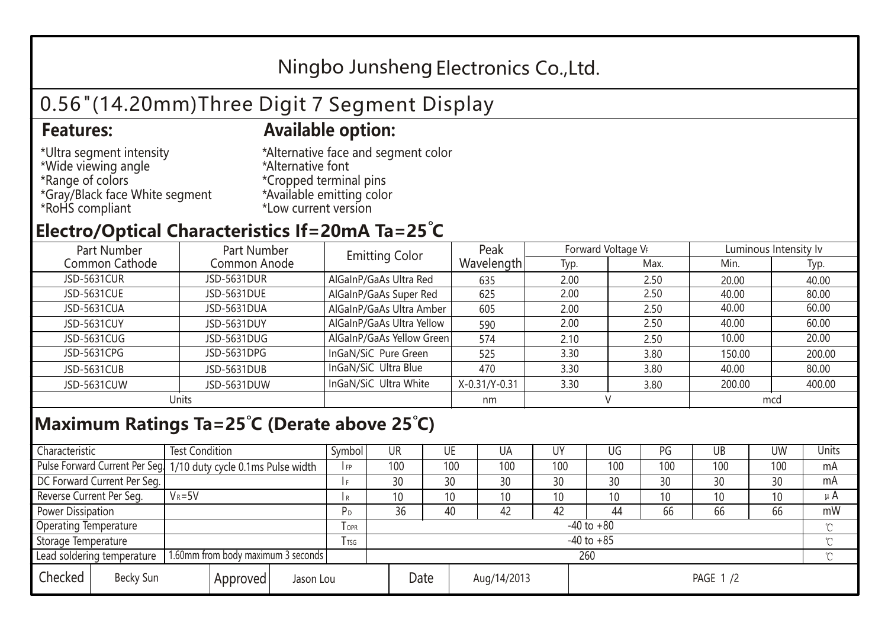# Ningbo Junsheng Electronics Co.,Ltd.

## 0.56"(14.20mm)Three Digit 7 Segment Display

### Features:

*Ultra segment intensity
*Wide viewing angle
*Range of colors
*Gray/Black face White segment
*RoHS compliant

### Available option:

*Alternative face and segment color
*Alternative font
*Cropped terminal pins
*Available emitting color
*Low current version

## Electro/Optical Characteristics If=20mA Ta=25°C

| Part Number Common Cathode | Part Number Common Anode | Emitting Color | Peak Wavelength | Forward Voltage $V_F$ | | Luminous Intensity Iv | |
|---|---|---|---|---|---|---|---|
| | | | | Typ. | Max. | Min. | Typ. |
| JSD-5631CUR | JSD-5631DUR | AlGaInP/GaAs Ultra Red | 635 | 2.00 | 2.50 | 20.00 | 40.00 |
| JSD-5631CUE | JSD-5631DUE | AlGaInP/GaAs Super Red | 625 | 2.00 | 2.50 | 40.00 | 80.00 |
| JSD-5631CUA | JSD-5631DUA | AlGaInP/GaAs Ultra Amber | 605 | 2.00 | 2.50 | 40.00 | 60.00 |
| JSD-5631CUY | JSD-5631DUY | AlGaInP/GaAs Ultra Yellow | 590 | 2.00 | 2.50 | 40.00 | 60.00 |
| JSD-5631CUG | JSD-5631DUG | AlGaInP/GaAs Yellow Green | 574 | 2.10 | 2.50 | 10.00 | 20.00 |
| JSD-5631CPG | JSD-5631DPG | InGaN/SiC Pure Green | 525 | 3.30 | 3.80 | 150.00 | 200.00 |
| JSD-5631CUB | JSD-5631DUB | InGaN/SiC Ultra Blue | 470 | 3.30 | 3.80 | 40.00 | 80.00 |
| JSD-5631CUW | JSD-5631DUW | InGaN/SiC Ultra White | X-0.31/Y-0.31 | 3.30 | 3.80 | 200.00 | 400.00 |
| Units | | | nm | V | | mcd | |

## Maximum Ratings Ta=25°C (Derate above 25°C)

| Characteristic | Test Condition | Symbol | UR | UE | UA | UY | UG | PG | UB | UW | Units |
|---|---|---|---|---|---|---|---|---|---|---|---|
| Pulse Forward Current Per Seg. | 1/10 duty cycle 0.1ms Pulse width | $I_{FP}$ | 100 | 100 | 100 | 100 | 100 | 100 | 100 | 100 | mA |
| DC Forward Current Per Seg. | | $I_F$ | 30 | 30 | 30 | 30 | 30 | 30 | 30 | 30 | mA |
| Reverse Current Per Seg. | $V_R$=5V | $I_R$ | 10 | 10 | 10 | 10 | 10 | 10 | 10 | 10 | μA |
| Power Dissipation | | $P_D$ | 36 | 40 | 42 | 42 | 44 | 66 | 66 | 66 | mW |
| Operating Temperature | | $T_{OPR}$ | -40 to +80 | | | | | | | | ℃ |
| Storage Temperature | | $T_{TSG}$ | -40 to +85 | | | | | | | | ℃ |
| Lead soldering temperature | 1.60mm from body maximum 3 seconds | | 260 | | | | | | | | ℃ |

| Checked | Becky Sun | Approved | Jason Lou | Date | Aug/14/2013 |
|---|---|---|---|---|---|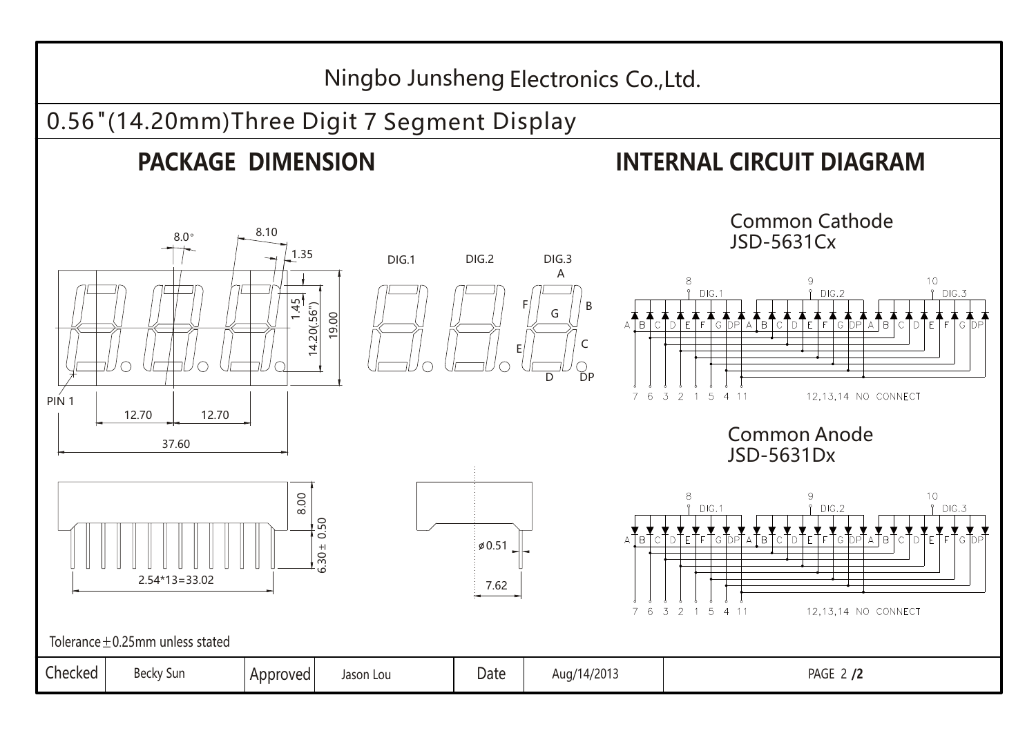Ningbo Junsheng Electronics Co.,Ltd.

0.56"(14.20mm)Three Digit 7 Segment Display

## PACKAGE DIMENSION

8.0°

8.10

1.35

1.45

14.20(.56")

19.00

PIN 1

12.70

12.70

37.60

DIG.1 DIG.2 DIG.3

A B C D E F G DP

8.00

6.30 ± 0.50

2.54*13=33.02

ø0.51

7.62

Tolerance ± 0.25mm unless stated

## INTERNAL CIRCUIT DIAGRAM

Common Cathode
JSD-5631Cx

8 DIG.1 9 DIG.2 10 DIG.3

A B C D E F G DP A B C D E F G DP A B C D E F G DP

7 6 3 2 1 5 4 11

12,13,14 NO CONNECT

Common Anode
JSD-5631Dx

8 DIG.1 9 DIG.2 10 DIG.3

A B C D E F G DP A B C D E F G DP A B C D E F G DP

7 6 3 2 1 5 4 11

12,13,14 NO CONNECT

| Checked | Becky Sun | Approved | Jason Lou | Date | Aug/14/2013 |
| --- | --- | --- | --- | --- | --- |